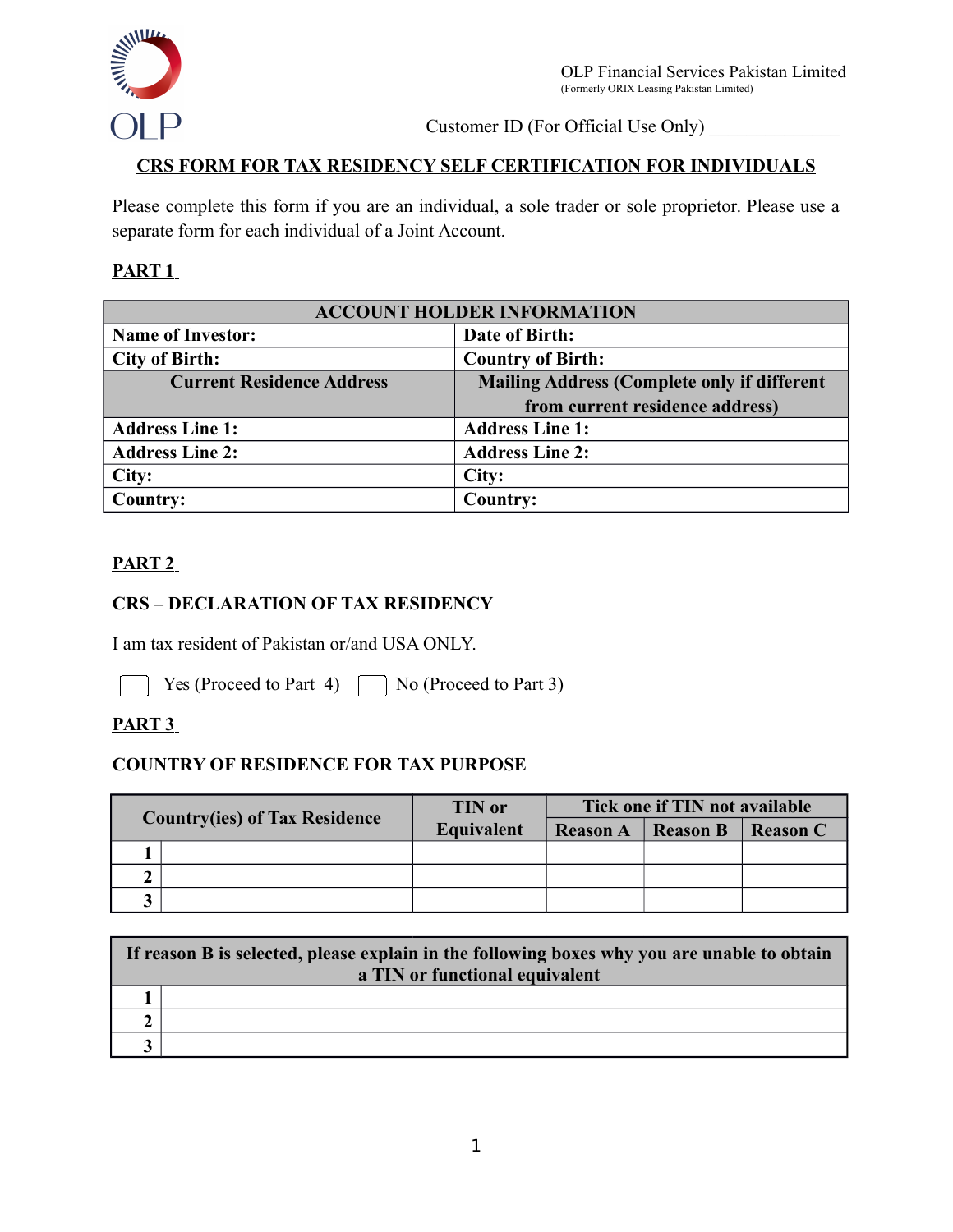OLP

OLP Financial Services Pakistan Limited
(Formerly ORIX Leasing Pakistan Limited)

Customer ID (For Official Use Only) _______________

## CRS FORM FOR TAX RESIDENCY SELF CERTIFICATION FOR INDIVIDUALS

Please complete this form if you are an individual, a sole trader or sole proprietor. Please use a separate form for each individual of a Joint Account.

### PART 1

| ACCOUNT HOLDER INFORMATION | |
|---|---|
| **Name of Investor:** | **Date of Birth:** |
| **City of Birth:** | **Country of Birth:** |
| **Current Residence Address** | **Mailing Address (Complete only if different from current residence address)** |
| **Address Line 1:** | **Address Line 1:** |
| **Address Line 2:** | **Address Line 2:** |
| **City:** | **City:** |
| **Country:** | **Country:** |

### PART 2

### CRS – DECLARATION OF TAX RESIDENCY

I am tax resident of Pakistan or/and USA ONLY.

☐ Yes (Proceed to Part 4) ☐ No (Proceed to Part 3)

### PART 3

### COUNTRY OF RESIDENCE FOR TAX PURPOSE

| | Country(ies) of Tax Residence | TIN or Equivalent | Tick one if TIN not available | | |
|---|---|---|---|---|---|
| | | | **Reason A** | **Reason B** | **Reason C** |
| **1** | | | | | |
| **2** | | | | | |
| **3** | | | | | |

| | If reason B is selected, please explain in the following boxes why you are unable to obtain a TIN or functional equivalent |
|---|---|
| **1** | |
| **2** | |
| **3** | |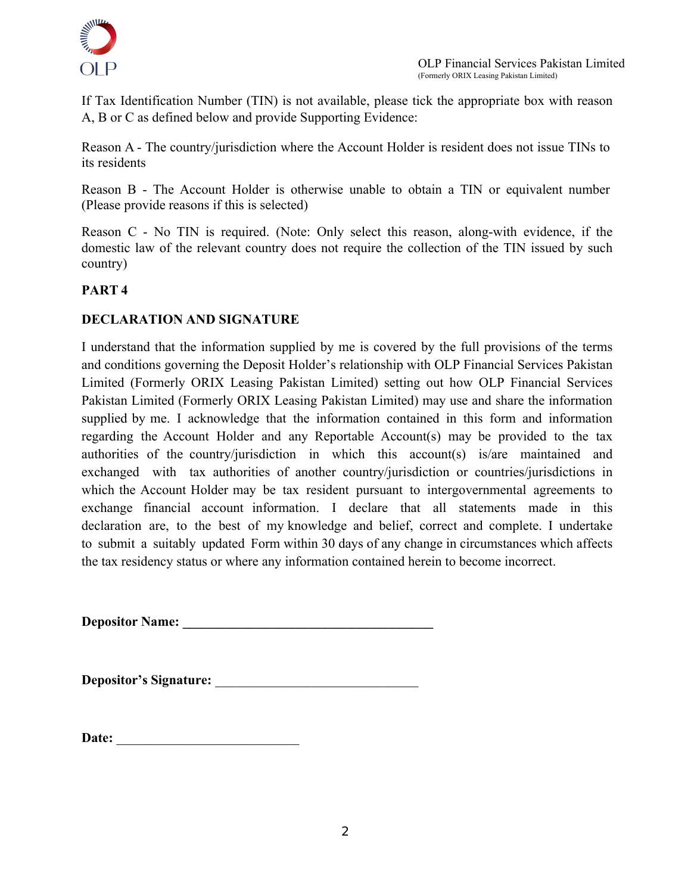If Tax Identification Number (TIN) is not available, please tick the appropriate box with reason A, B or C as defined below and provide Supporting Evidence:

Reason A - The country/jurisdiction where the Account Holder is resident does not issue TINs to its residents

Reason B - The Account Holder is otherwise unable to obtain a TIN or equivalent number (Please provide reasons if this is selected)

Reason C - No TIN is required. (Note: Only select this reason, along-with evidence, if the domestic law of the relevant country does not require the collection of the TIN issued by such country)

**PART 4**

**DECLARATION AND SIGNATURE**

I understand that the information supplied by me is covered by the full provisions of the terms and conditions governing the Deposit Holder's relationship with OLP Financial Services Pakistan Limited (Formerly ORIX Leasing Pakistan Limited) setting out how OLP Financial Services Pakistan Limited (Formerly ORIX Leasing Pakistan Limited) may use and share the information supplied by me. I acknowledge that the information contained in this form and information regarding the Account Holder and any Reportable Account(s) may be provided to the tax authorities of the country/jurisdiction in which this account(s) is/are maintained and exchanged with tax authorities of another country/jurisdiction or countries/jurisdictions in which the Account Holder may be tax resident pursuant to intergovernmental agreements to exchange financial account information. I declare that all statements made in this declaration are, to the best of my knowledge and belief, correct and complete. I undertake to submit a suitably updated Form within 30 days of any change in circumstances which affects the tax residency status or where any information contained herein to become incorrect.

**Depositor Name:** ______________________________________

**Depositor's Signature:** ______________________________

**Date:** ___________________________